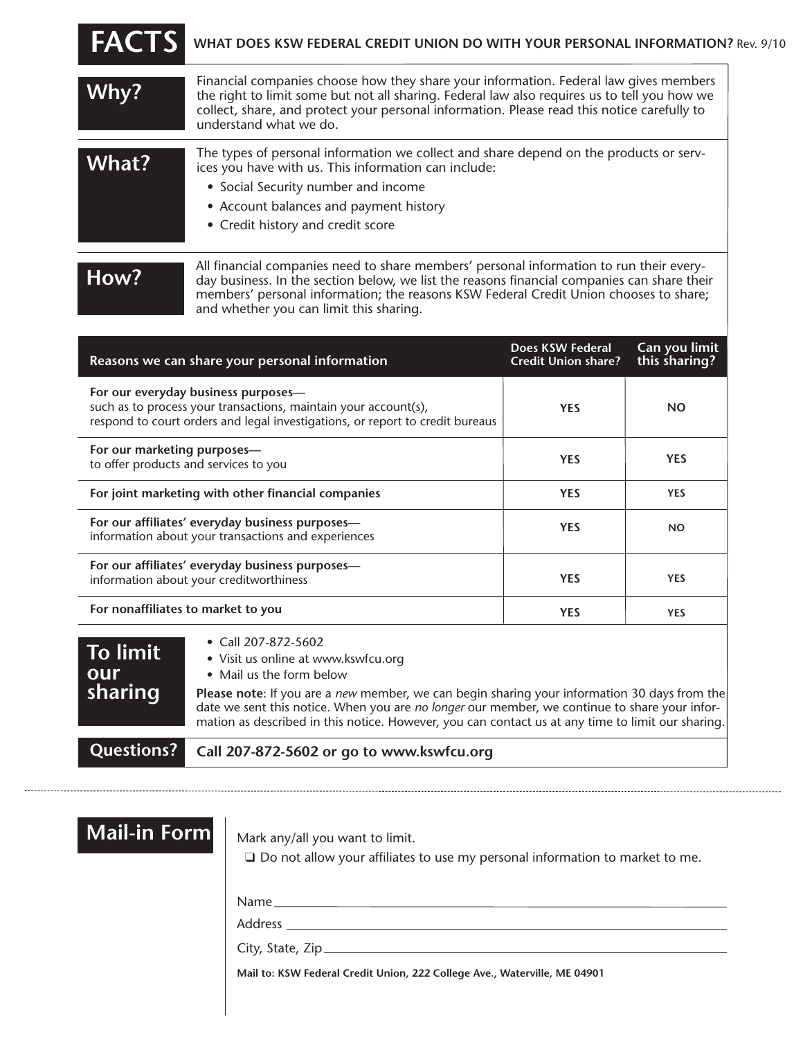# FACTS

**WHAT DOES KSW FEDERAL CREDIT UNION DO WITH YOUR PERSONAL INFORMATION?** Rev. 9/10

## Why?

Financial companies choose how they share your information. Federal law gives members the right to limit some but not all sharing. Federal law also requires us to tell you how we collect, share, and protect your personal information. Please read this notice carefully to understand what we do.

## What?

The types of personal information we collect and share depend on the products or services you have with us. This information can include:

- Social Security number and income
- Account balances and payment history
- Credit history and credit score

## How?

All financial companies need to share members' personal information to run their everyday business. In the section below, we list the reasons financial companies can share their members' personal information; the reasons KSW Federal Credit Union chooses to share; and whether you can limit this sharing.

| Reasons we can share your personal information | Does KSW Federal Credit Union share? | Can you limit this sharing? |
|---|---|---|
| **For our everyday business purposes—** such as to process your transactions, maintain your account(s), respond to court orders and legal investigations, or report to credit bureaus | YES | NO |
| **For our marketing purposes—** to offer products and services to you | YES | YES |
| **For joint marketing with other financial companies** | YES | YES |
| **For our affiliates' everyday business purposes—** information about your transactions and experiences | YES | NO |
| **For our affiliates' everyday business purposes—** information about your creditworthiness | YES | YES |
| **For nonaffiliates to market to you** | YES | YES |

## To limit our sharing

- Call 207-872-5602
- Visit us online at www.kswfcu.org
- Mail us the form below

**Please note**: If you are a *new* member, we can begin sharing your information 30 days from the date we sent this notice. When you are *no longer* our member, we continue to share your information as described in this notice. However, you can contact us at any time to limit our sharing.

## Questions?

**Call 207-872-5602 or go to www.kswfcu.org**

---

## Mail-in Form

Mark any/all you want to limit.

- ☐ Do not allow your affiliates to use my personal information to market to me.

Name ____________________

Address ____________________

City, State, Zip ____________________

**Mail to: KSW Federal Credit Union, 222 College Ave., Waterville, ME 04901**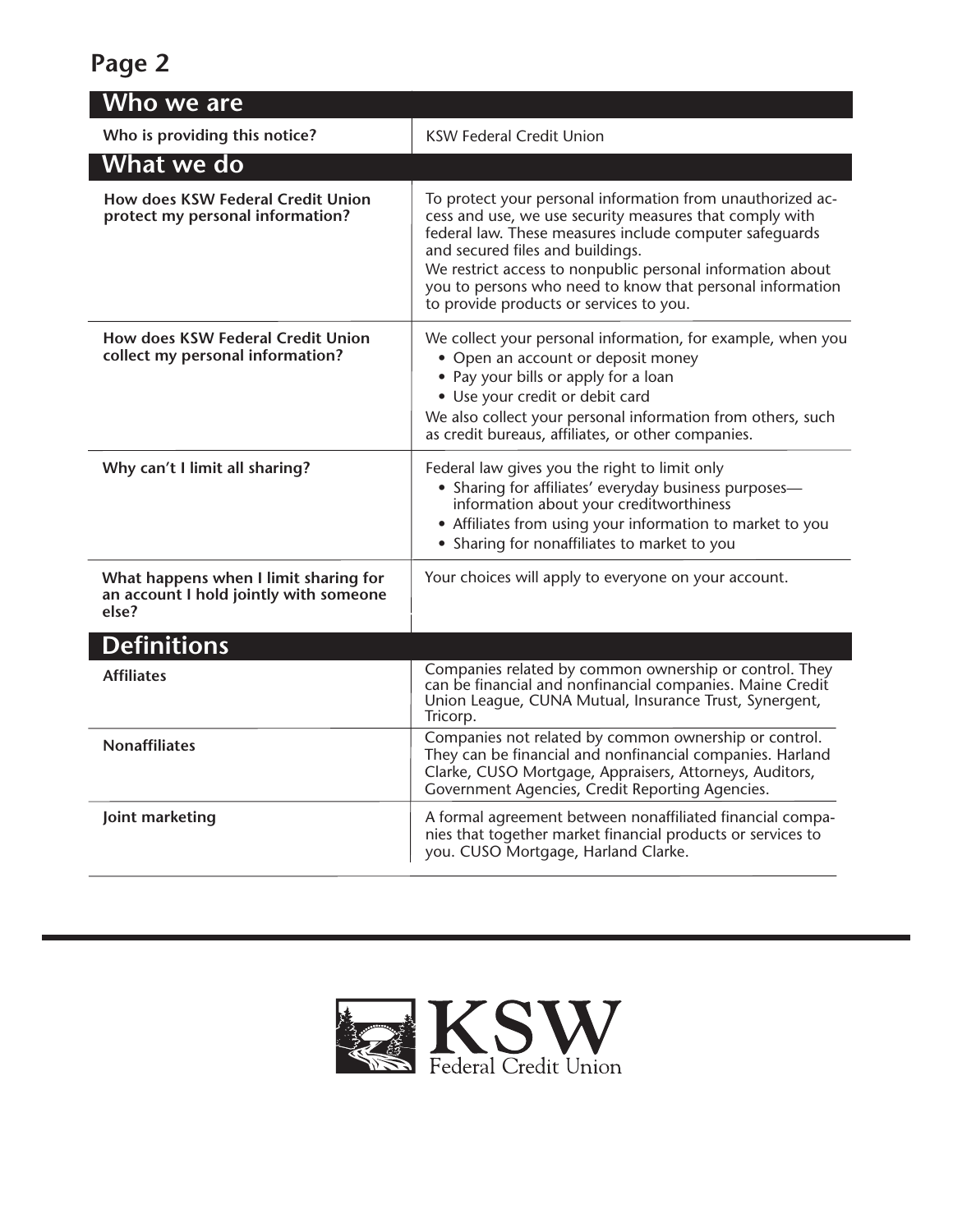# Page 2

| Who we are | |
|---|---|
| **Who is providing this notice?** | KSW Federal Credit Union |

| What we do | |
|---|---|
| **How does KSW Federal Credit Union protect my personal information?** | To protect your personal information from unauthorized access and use, we use security measures that comply with federal law. These measures include computer safeguards and secured files and buildings.<br>We restrict access to nonpublic personal information about you to persons who need to know that personal information to provide products or services to you. |
| **How does KSW Federal Credit Union collect my personal information?** | We collect your personal information, for example, when you<br>• Open an account or deposit money<br>• Pay your bills or apply for a loan<br>• Use your credit or debit card<br>We also collect your personal information from others, such as credit bureaus, affiliates, or other companies. |
| **Why can't I limit all sharing?** | Federal law gives you the right to limit only<br>• Sharing for affiliates' everyday business purposes—information about your creditworthiness<br>• Affiliates from using your information to market to you<br>• Sharing for nonaffiliates to market to you |
| **What happens when I limit sharing for an account I hold jointly with someone else?** | Your choices will apply to everyone on your account. |

| Definitions | |
|---|---|
| **Affiliates** | Companies related by common ownership or control. They can be financial and nonfinancial companies. Maine Credit Union League, CUNA Mutual, Insurance Trust, Synergent, Tricorp. |
| **Nonaffiliates** | Companies not related by common ownership or control. They can be financial and nonfinancial companies. Harland Clarke, CUSO Mortgage, Appraisers, Attorneys, Auditors, Government Agencies, Credit Reporting Agencies. |
| **Joint marketing** | A formal agreement between nonaffiliated financial companies that together market financial products or services to you. CUSO Mortgage, Harland Clarke. |

KSW
Federal Credit Union